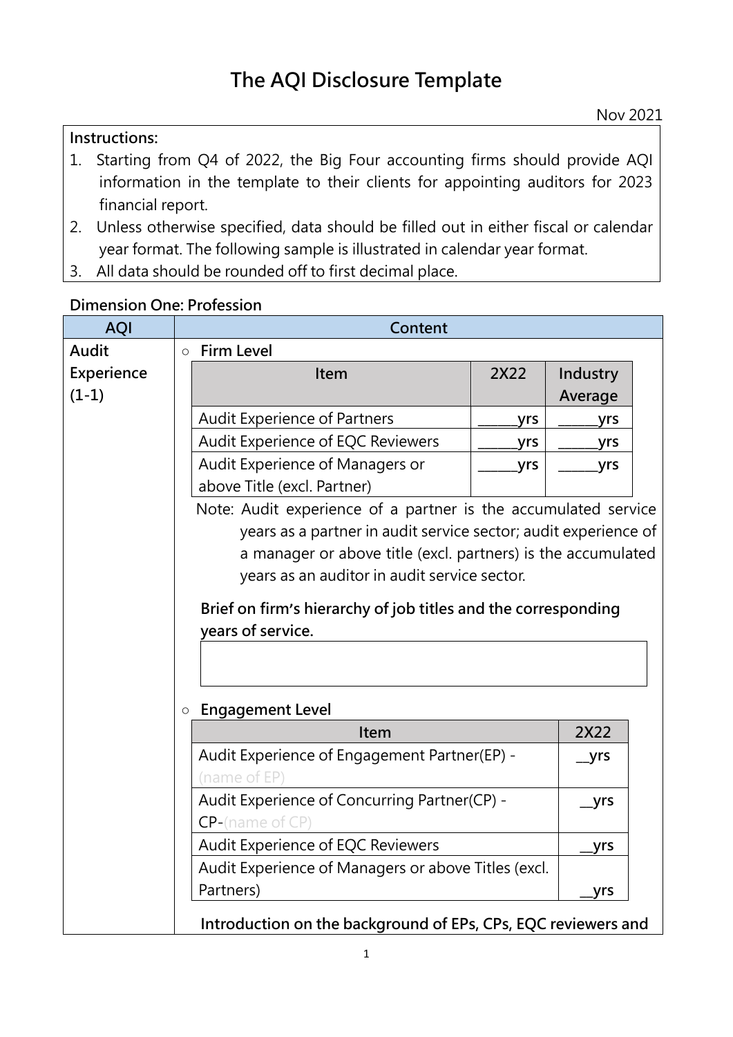# The AQI Disclosure Template

Nov 2021

**Instructions:**

1. Starting from Q4 of 2022, the Big Four accounting firms should provide AQI information in the template to their clients for appointing auditors for 2023 financial report.
2. Unless otherwise specified, data should be filled out in either fiscal or calendar year format. The following sample is illustrated in calendar year format.
3. All data should be rounded off to first decimal place.

**Dimension One: Profession**

| AQI | Content |
|---|---|
| **Audit Experience (1-1)** | ○ **Firm Level** |

**Firm Level**

| Item | 2X22 | Industry Average |
|---|---|---|
| Audit Experience of Partners | ______yrs | ______yrs |
| Audit Experience of EQC Reviewers | ______yrs | ______yrs |
| Audit Experience of Managers or above Title (excl. Partner) | ______yrs | ______yrs |

Note: Audit experience of a partner is the accumulated service years as a partner in audit service sector; audit experience of a manager or above title (excl. partners) is the accumulated years as an auditor in audit service sector.

**Brief on firm's hierarchy of job titles and the corresponding years of service.**

| |
|---|
| |

○ **Engagement Level**

| Item | 2X22 |
|---|---|
| Audit Experience of Engagement Partner(EP) - (name of EP) | __yrs |
| Audit Experience of Concurring Partner(CP) - CP-(name of CP) | __yrs |
| Audit Experience of EQC Reviewers | __yrs |
| Audit Experience of Managers or above Titles (excl. Partners) | __yrs |

**Introduction on the background of EPs, CPs, EQC reviewers and**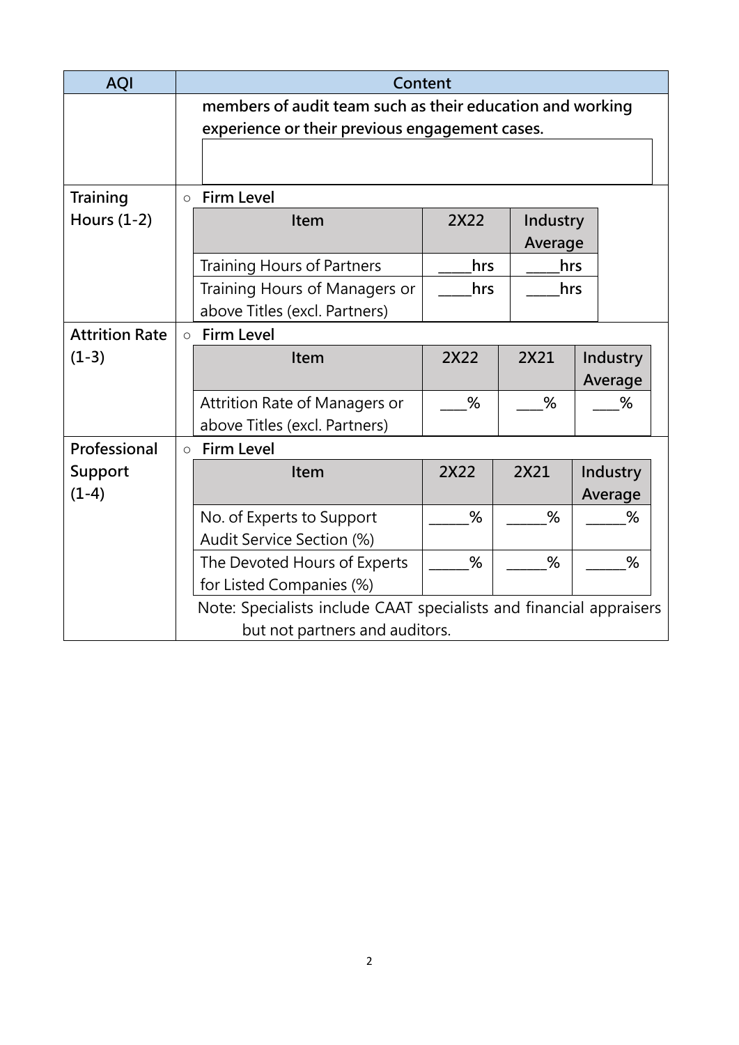| AQI | Content |
| --- | --- |
| | **members of audit team such as their education and working experience or their previous engagement cases.** |
| Training Hours (1-2) | ○ **Firm Level** |
| Attrition Rate (1-3) | ○ **Firm Level** |
| Professional Support (1-4) | ○ **Firm Level** |

**Training Hours (1-2)** — ○ **Firm Level**

| Item | 2X22 | Industry Average |
| --- | --- | --- |
| Training Hours of Partners | ____hrs | ____hrs |
| Training Hours of Managers or above Titles (excl. Partners) | ____hrs | ____hrs |

**Attrition Rate (1-3)** — ○ **Firm Level**

| Item | 2X22 | 2X21 | Industry Average |
| --- | --- | --- | --- |
| Attrition Rate of Managers or above Titles (excl. Partners) | ___% | ___% | ___% |

**Professional Support (1-4)** — ○ **Firm Level**

| Item | 2X22 | 2X21 | Industry Average |
| --- | --- | --- | --- |
| No. of Experts to Support Audit Service Section (%) | _____% | _____% | _____% |
| The Devoted Hours of Experts for Listed Companies (%) | _____% | _____% | _____% |

Note: Specialists include CAAT specialists and financial appraisers but not partners and auditors.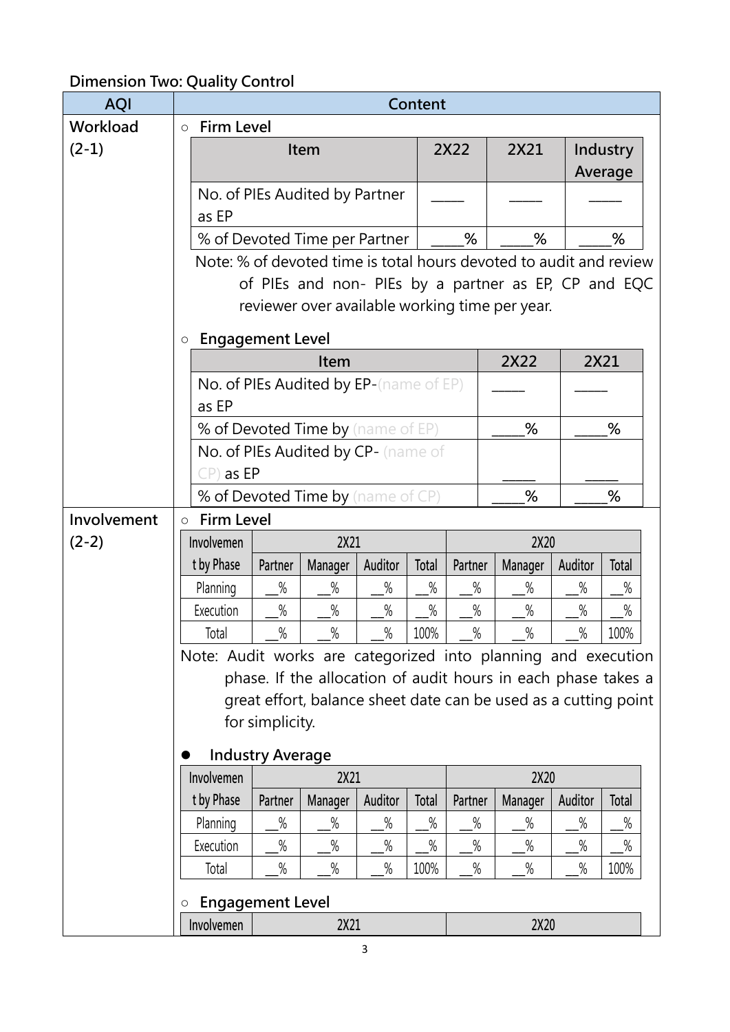**Dimension Two: Quality Control**

| AQI | Content |
|---|---|
| Workload (2-1) | ○ **Firm Level** |

| Item | 2X22 | 2X21 | Industry Average |
|---|---|---|---|
| No. of PIEs Audited by Partner as EP | ____ | ____ | ____ |
| % of Devoted Time per Partner | ____% | ____% | ____% |

Note: % of devoted time is total hours devoted to audit and review of PIEs and non- PIEs by a partner as EP, CP and EQC reviewer over available working time per year.

○ **Engagement Level**

| Item | 2X22 | 2X21 |
|---|---|---|
| No. of PIEs Audited by EP-(name of EP) as EP | ____ | ____ |
| % of Devoted Time by (name of EP) | ____% | ____% |
| No. of PIEs Audited by CP- (name of CP) as EP | ____ | ____ |
| % of Devoted Time by (name of CP) | ____% | ____% |

**Involvement (2-2)**

○ **Firm Level**

| Involvement by Phase | 2X21 | | | | 2X20 | | | |
|---|---|---|---|---|---|---|---|---|
| | Partner | Manager | Auditor | Total | Partner | Manager | Auditor | Total |
| Planning | __% | __% | __% | __% | __% | __% | __% | __% |
| Execution | __% | __% | __% | __% | __% | __% | __% | __% |
| Total | __% | __% | __% | 100% | __% | __% | __% | 100% |

Note: Audit works are categorized into planning and execution phase. If the allocation of audit hours in each phase takes a great effort, balance sheet date can be used as a cutting point for simplicity.

- **Industry Average**

| Involvement by Phase | 2X21 | | | | 2X20 | | | |
|---|---|---|---|---|---|---|---|---|
| | Partner | Manager | Auditor | Total | Partner | Manager | Auditor | Total |
| Planning | __% | __% | __% | __% | __% | __% | __% | __% |
| Execution | __% | __% | __% | __% | __% | __% | __% | __% |
| Total | __% | __% | __% | 100% | __% | __% | __% | 100% |

○ **Engagement Level**

| Involvemen | 2X21 | 2X20 |
|---|---|---|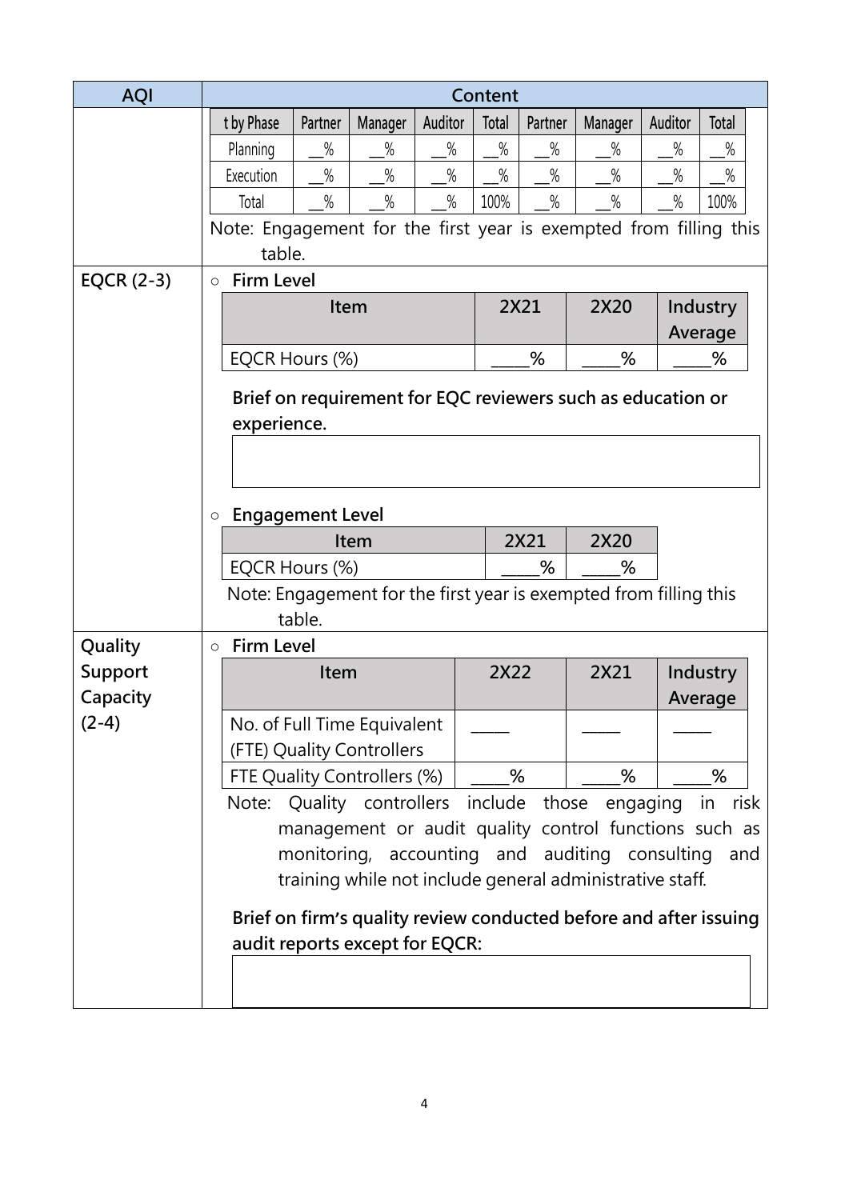| AQI | Content |
|---|---|
| | (see below) |

| t by Phase | Partner | Manager | Auditor | Total | Partner | Manager | Auditor | Total |
|---|---|---|---|---|---|---|---|---|
| Planning | __% | __% | __% | __% | __% | __% | __% | __% |
| Execution | __% | __% | __% | __% | __% | __% | __% | __% |
| Total | __% | __% | __% | 100% | __% | __% | __% | 100% |

Note: Engagement for the first year is exempted from filling this table.

**EQCR (2-3)**

- **Firm Level**

| Item | 2X21 | 2X20 | Industry Average |
|---|---|---|---|
| EQCR Hours (%) | ____% | ____% | ____% |

**Brief on requirement for EQC reviewers such as education or experience.**

| |
|---|
| |

- **Engagement Level**

| Item | 2X21 | 2X20 |
|---|---|---|
| EQCR Hours (%) | ____% | ____% |

Note: Engagement for the first year is exempted from filling this table.

**Quality Support Capacity (2-4)**

- **Firm Level**

| Item | 2X22 | 2X21 | Industry Average |
|---|---|---|---|
| No. of Full Time Equivalent (FTE) Quality Controllers | ____ | ____ | ____ |
| FTE Quality Controllers (%) | ____% | ____% | ____% |

Note: Quality controllers include those engaging in risk management or audit quality control functions such as monitoring, accounting and auditing consulting and training while not include general administrative staff.

**Brief on firm's quality review conducted before and after issuing audit reports except for EQCR:**

| |
|---|
| |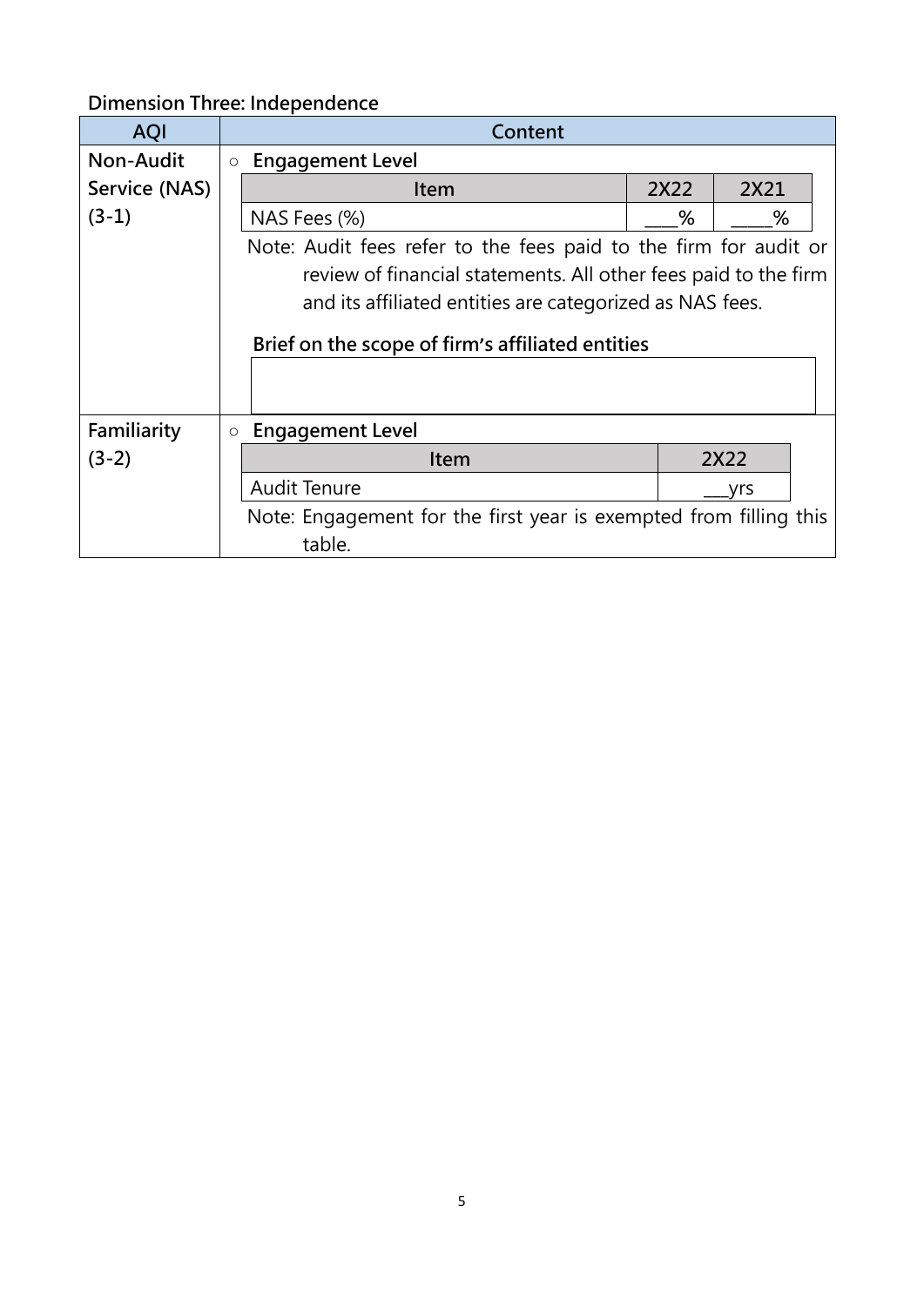**Dimension Three: Independence**

<table>
<tr><th>AQI</th><th>Content</th></tr>
<tr><td>Non-Audit Service (NAS) (3-1)</td><td>

○ **Engagement Level**

| Item | 2X22 | 2X21 |
| --- | --- | --- |
| NAS Fees (%) | ___% | ____% |

Note: Audit fees refer to the fees paid to the firm for audit or review of financial statements. All other fees paid to the firm and its affiliated entities are categorized as NAS fees.

**Brief on the scope of firm's affiliated entities**

| |
| --- |
| |

</td></tr>
<tr><td>Familiarity (3-2)</td><td>

○ **Engagement Level**

| Item | 2X22 |
| --- | --- |
| Audit Tenure | ___yrs |

Note: Engagement for the first year is exempted from filling this table.

</td></tr>
</table>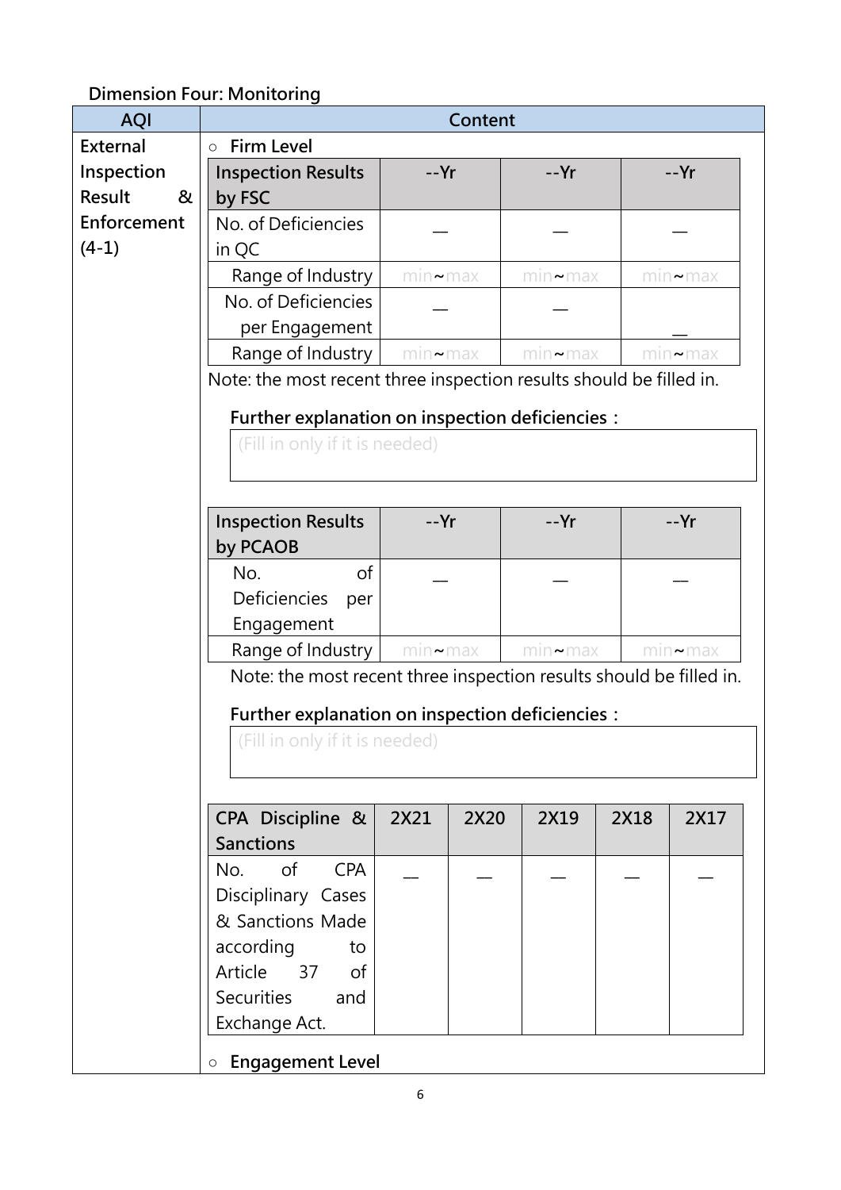### Dimension Four: Monitoring

| AQI | Content |
|---|---|
| External Inspection Result & Enforcement (4-1) | ○ **Firm Level** |

| Inspection Results by FSC | --Yr | --Yr | --Yr |
|---|---|---|---|
| No. of Deficiencies in QC | __ | __ | __ |
| Range of Industry | min~max | min~max | min~max |
| No. of Deficiencies per Engagement | __ | __ | __ |
| Range of Industry | min~max | min~max | min~max |

Note: the most recent three inspection results should be filled in.

**Further explanation on inspection deficiencies：**

(Fill in only if it is needed)

| Inspection Results by PCAOB | --Yr | --Yr | --Yr |
|---|---|---|---|
| No. of Deficiencies per Engagement | __ | __ | __ |
| Range of Industry | min~max | min~max | min~max |

Note: the most recent three inspection results should be filled in.

**Further explanation on inspection deficiencies：**

(Fill in only if it is needed)

| CPA Discipline & Sanctions | 2X21 | 2X20 | 2X19 | 2X18 | 2X17 |
|---|---|---|---|---|---|
| No. of CPA Disciplinary Cases & Sanctions Made according to Article 37 of Securities and Exchange Act. | __ | __ | __ | __ | __ |

○ **Engagement Level**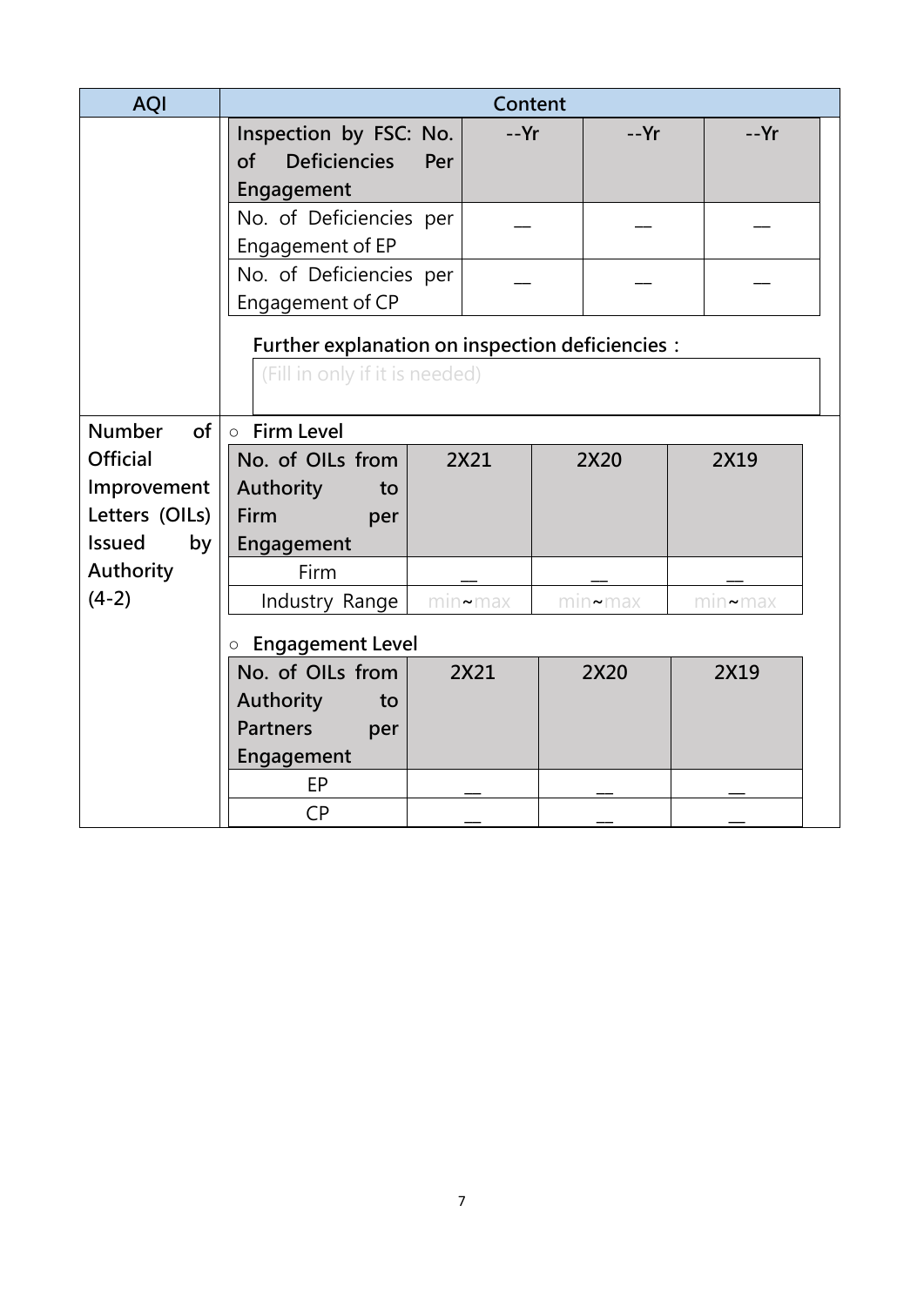| AQI | Content |
| --- | --- |
| | |

| Inspection by FSC: No. of Deficiencies Per Engagement | --Yr | --Yr | --Yr |
| --- | --- | --- | --- |
| No. of Deficiencies per Engagement of EP | __ | __ | __ |
| No. of Deficiencies per Engagement of CP | __ | __ | __ |

**Further explanation on inspection deficiencies：**

(Fill in only if it is needed)

**Number of Official Improvement Letters (OILs) Issued by Authority (4-2)**

○ **Firm Level**

| No. of OILs from Authority to Firm per Engagement | 2X21 | 2X20 | 2X19 |
| --- | --- | --- | --- |
| Firm | __ | __ | __ |
| Industry Range | min~max | min~max | min~max |

○ **Engagement Level**

| No. of OILs from Authority to Partners per Engagement | 2X21 | 2X20 | 2X19 |
| --- | --- | --- | --- |
| EP | __ | __ | __ |
| CP | __ | __ | __ |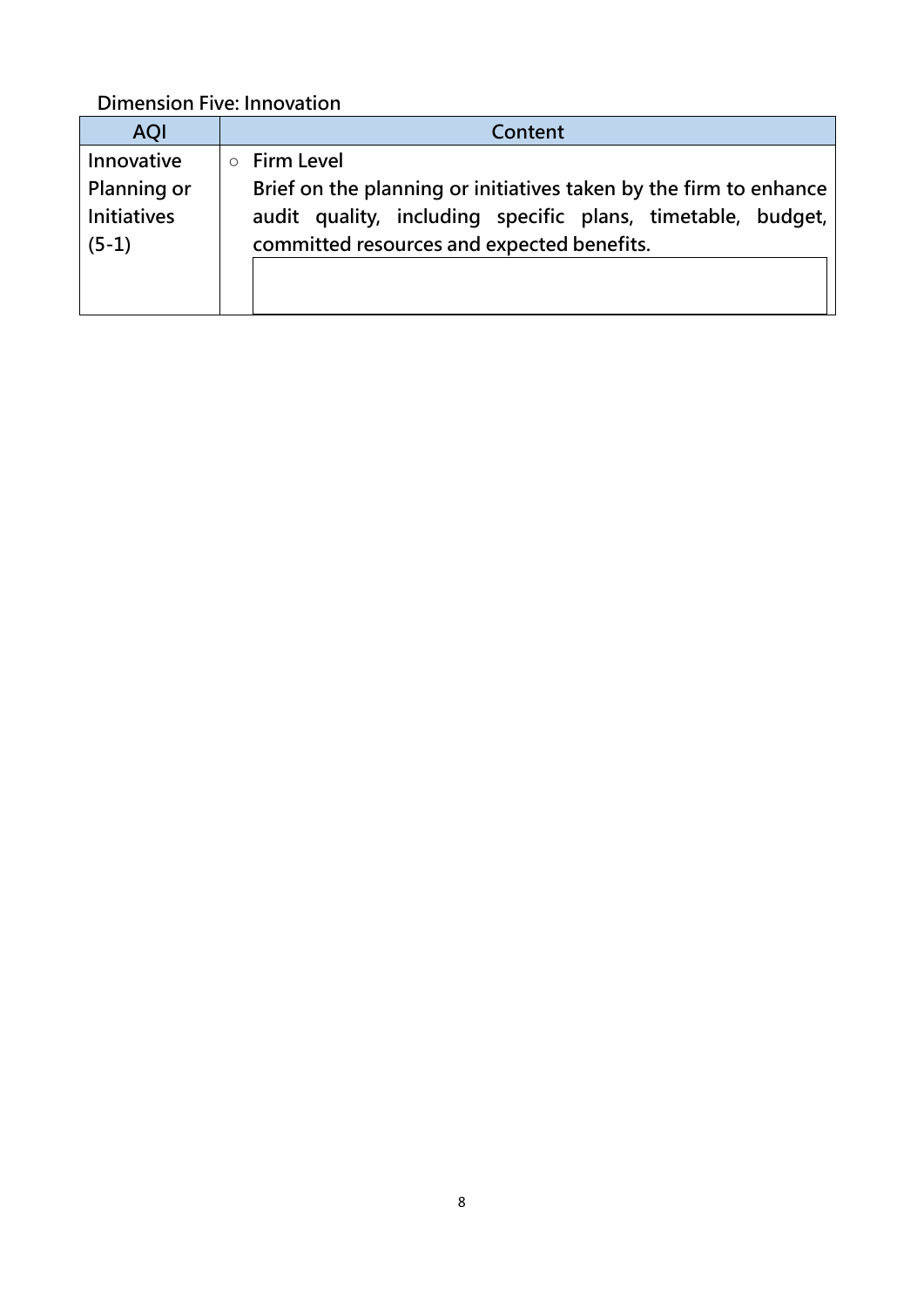**Dimension Five: Innovation**

| AQI | Content |
| --- | --- |
| Innovative Planning or Initiatives (5-1) | ○ **Firm Level**<br>**Brief on the planning or initiatives taken by the firm to enhance audit quality, including specific plans, timetable, budget, committed resources and expected benefits.** |